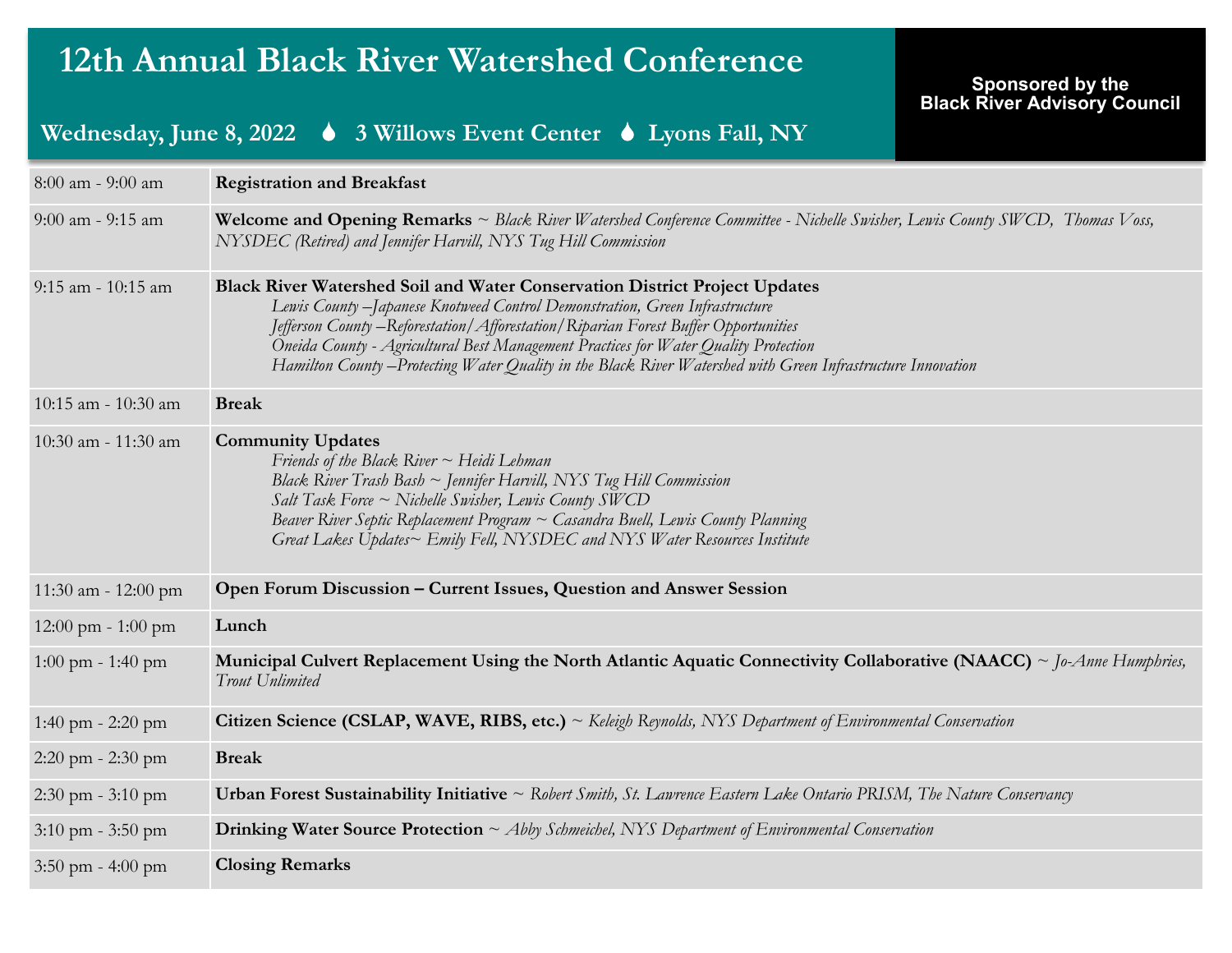# 12th Annual Black River Watershed Conference

**Wednesday, June 8, 2022 ♦ 3 Willows Event Center ♦ Lyons Fall, NY**

**Sponsored by the Black River Advisory Council**

| Time | Session |
|---|---|
| 8:00 am - 9:00 am | **Registration and Breakfast** |
| 9:00 am - 9:15 am | **Welcome and Opening Remarks** ~ *Black River Watershed Conference Committee - Nichelle Swisher, Lewis County SWCD, Thomas Voss, NYSDEC (Retired) and Jennifer Harvill, NYS Tug Hill Commission* |
| 9:15 am - 10:15 am | **Black River Watershed Soil and Water Conservation District Project Updates**<br>*Lewis County –Japanese Knotweed Control Demonstration, Green Infrastructure*<br>*Jefferson County –Reforestation/Afforestation/Riparian Forest Buffer Opportunities*<br>*Oneida County - Agricultural Best Management Practices for Water Quality Protection*<br>*Hamilton County –Protecting Water Quality in the Black River Watershed with Green Infrastructure Innovation* |
| 10:15 am - 10:30 am | **Break** |
| 10:30 am - 11:30 am | **Community Updates**<br>*Friends of the Black River ~ Heidi Lehman*<br>*Black River Trash Bash ~ Jennifer Harvill, NYS Tug Hill Commission*<br>*Salt Task Force ~ Nichelle Swisher, Lewis County SWCD*<br>*Beaver River Septic Replacement Program ~ Casandra Buell, Lewis County Planning*<br>*Great Lakes Updates~ Emily Fell, NYSDEC and NYS Water Resources Institute* |
| 11:30 am - 12:00 pm | **Open Forum Discussion – Current Issues, Question and Answer Session** |
| 12:00 pm - 1:00 pm | **Lunch** |
| 1:00 pm - 1:40 pm | **Municipal Culvert Replacement Using the North Atlantic Aquatic Connectivity Collaborative (NAACC)** ~ *Jo-Anne Humphries, Trout Unlimited* |
| 1:40 pm - 2:20 pm | **Citizen Science (CSLAP, WAVE, RIBS, etc.)** ~ *Keleigh Reynolds, NYS Department of Environmental Conservation* |
| 2:20 pm - 2:30 pm | **Break** |
| 2:30 pm - 3:10 pm | **Urban Forest Sustainability Initiative** ~ *Robert Smith, St. Lawrence Eastern Lake Ontario PRISM, The Nature Conservancy* |
| 3:10 pm - 3:50 pm | **Drinking Water Source Protection** ~ *Abby Schmeichel, NYS Department of Environmental Conservation* |
| 3:50 pm - 4:00 pm | **Closing Remarks** |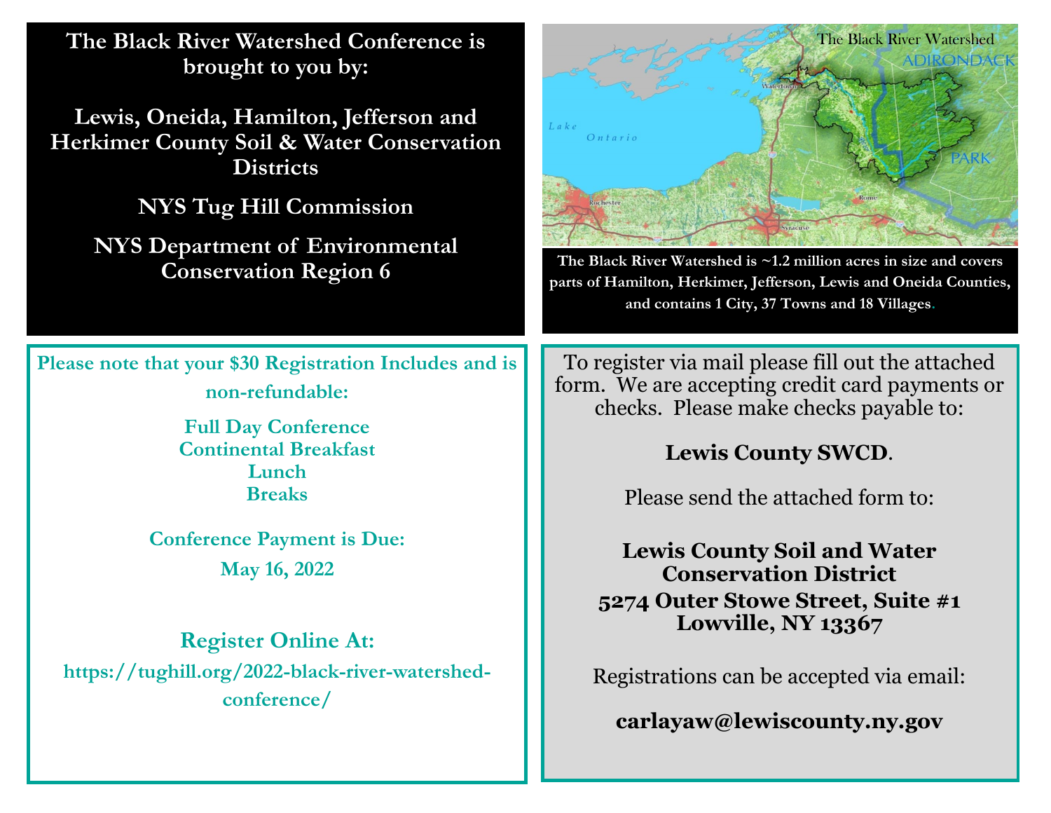**The Black River Watershed Conference is brought to you by:**

**Lewis, Oneida, Hamilton, Jefferson and Herkimer County Soil & Water Conservation Districts**

**NYS Tug Hill Commission**

**NYS Department of Environmental Conservation Region 6**

The Black River Watershed

**The Black River Watershed is ~1.2 million acres in size and covers parts of Hamilton, Herkimer, Jefferson, Lewis and Oneida Counties, and contains 1 City, 37 Towns and 18 Villages.**

**Please note that your $30 Registration Includes and is non-refundable:**

**Full Day Conference**
**Continental Breakfast**
**Lunch**
**Breaks**

**Conference Payment is Due:**

**May 16, 2022**

**Register Online At:**

**https://tughill.org/2022-black-river-watershed-conference/**

To register via mail please fill out the attached form. We are accepting credit card payments or checks. Please make checks payable to:

**Lewis County SWCD**.

Please send the attached form to:

**Lewis County Soil and Water Conservation District**
**5274 Outer Stowe Street, Suite #1**
**Lowville, NY 13367**

Registrations can be accepted via email:

**carlayaw@lewiscounty.ny.gov**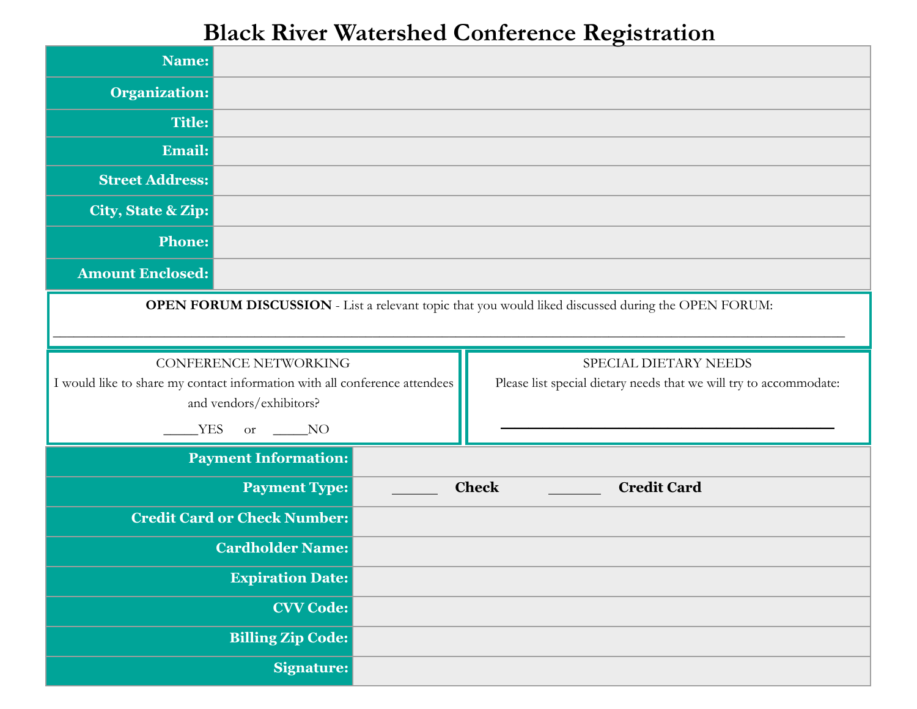# Black River Watershed Conference Registration

| | |
|---|---|
| **Name:** | |
| **Organization:** | |
| **Title:** | |
| **Email:** | |
| **Street Address:** | |
| **City, State & Zip:** | |
| **Phone:** | |
| **Amount Enclosed:** | |

**OPEN FORUM DISCUSSION** - List a relevant topic that you would liked discussed during the OPEN FORUM:

________________________________________________________________________________________________

CONFERENCE NETWORKING

I would like to share my contact information with all conference attendees and vendors/exhibitors?

_____YES or _____NO

SPECIAL DIETARY NEEDS

Please list special dietary needs that we will try to accommodate:

________________________________________

| | |
|---|---|
| **Payment Information:** | |
| **Payment Type:** | ______ **Check** _______ **Credit Card** |
| **Credit Card or Check Number:** | |
| **Cardholder Name:** | |
| **Expiration Date:** | |
| **CVV Code:** | |
| **Billing Zip Code:** | |
| **Signature:** | |